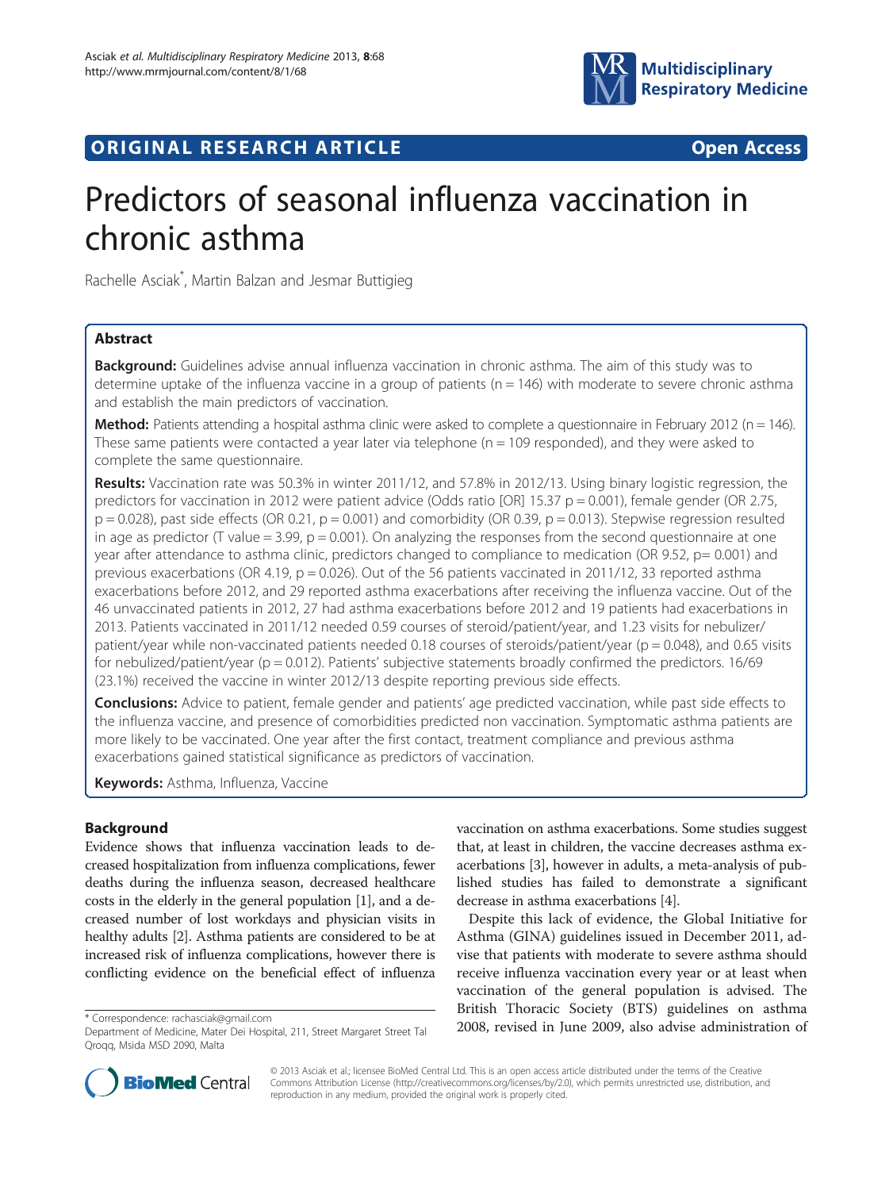ORIGINAL RESEARCH ARTICLE **Open Access**

# Predictors of seasonal influenza vaccination in chronic asthma

Rachelle Asciak*, Martin Balzan and Jesmar Buttigieg

## Abstract

**Background:** Guidelines advise annual influenza vaccination in chronic asthma. The aim of this study was to determine uptake of the influenza vaccine in a group of patients (n = 146) with moderate to severe chronic asthma and establish the main predictors of vaccination.

**Method:** Patients attending a hospital asthma clinic were asked to complete a questionnaire in February 2012 (n = 146). These same patients were contacted a year later via telephone (n = 109 responded), and they were asked to complete the same questionnaire.

**Results:** Vaccination rate was 50.3% in winter 2011/12, and 57.8% in 2012/13. Using binary logistic regression, the predictors for vaccination in 2012 were patient advice (Odds ratio [OR] 15.37 p = 0.001), female gender (OR 2.75, p = 0.028), past side effects (OR 0.21, p = 0.001) and comorbidity (OR 0.39, p = 0.013). Stepwise regression resulted in age as predictor (T value = 3.99, p = 0.001). On analyzing the responses from the second questionnaire at one year after attendance to asthma clinic, predictors changed to compliance to medication (OR 9.52, p= 0.001) and previous exacerbations (OR 4.19, p = 0.026). Out of the 56 patients vaccinated in 2011/12, 33 reported asthma exacerbations before 2012, and 29 reported asthma exacerbations after receiving the influenza vaccine. Out of the 46 unvaccinated patients in 2012, 27 had asthma exacerbations before 2012 and 19 patients had exacerbations in 2013. Patients vaccinated in 2011/12 needed 0.59 courses of steroid/patient/year, and 1.23 visits for nebulizer/patient/year while non-vaccinated patients needed 0.18 courses of steroids/patient/year (p = 0.048), and 0.65 visits for nebulized/patient/year (p = 0.012). Patients' subjective statements broadly confirmed the predictors. 16/69 (23.1%) received the vaccine in winter 2012/13 despite reporting previous side effects.

**Conclusions:** Advice to patient, female gender and patients' age predicted vaccination, while past side effects to the influenza vaccine, and presence of comorbidities predicted non vaccination. Symptomatic asthma patients are more likely to be vaccinated. One year after the first contact, treatment compliance and previous asthma exacerbations gained statistical significance as predictors of vaccination.

**Keywords:** Asthma, Influenza, Vaccine

## Background

Evidence shows that influenza vaccination leads to decreased hospitalization from influenza complications, fewer deaths during the influenza season, decreased healthcare costs in the elderly in the general population [1], and a decreased number of lost workdays and physician visits in healthy adults [2]. Asthma patients are considered to be at increased risk of influenza complications, however there is conflicting evidence on the beneficial effect of influenza vaccination on asthma exacerbations. Some studies suggest that, at least in children, the vaccine decreases asthma exacerbations [3], however in adults, a meta-analysis of published studies has failed to demonstrate a significant decrease in asthma exacerbations [4].

Despite this lack of evidence, the Global Initiative for Asthma (GINA) guidelines issued in December 2011, advise that patients with moderate to severe asthma should receive influenza vaccination every year or at least when vaccination of the general population is advised. The British Thoracic Society (BTS) guidelines on asthma 2008, revised in June 2009, also advise administration of

* Correspondence: rachasciak@gmail.com
Department of Medicine, Mater Dei Hospital, 211, Street Margaret Street Tal Qroqq, Msida MSD 2090, Malta

© 2013 Asciak et al.; licensee BioMed Central Ltd. This is an open access article distributed under the terms of the Creative Commons Attribution License (http://creativecommons.org/licenses/by/2.0), which permits unrestricted use, distribution, and reproduction in any medium, provided the original work is properly cited.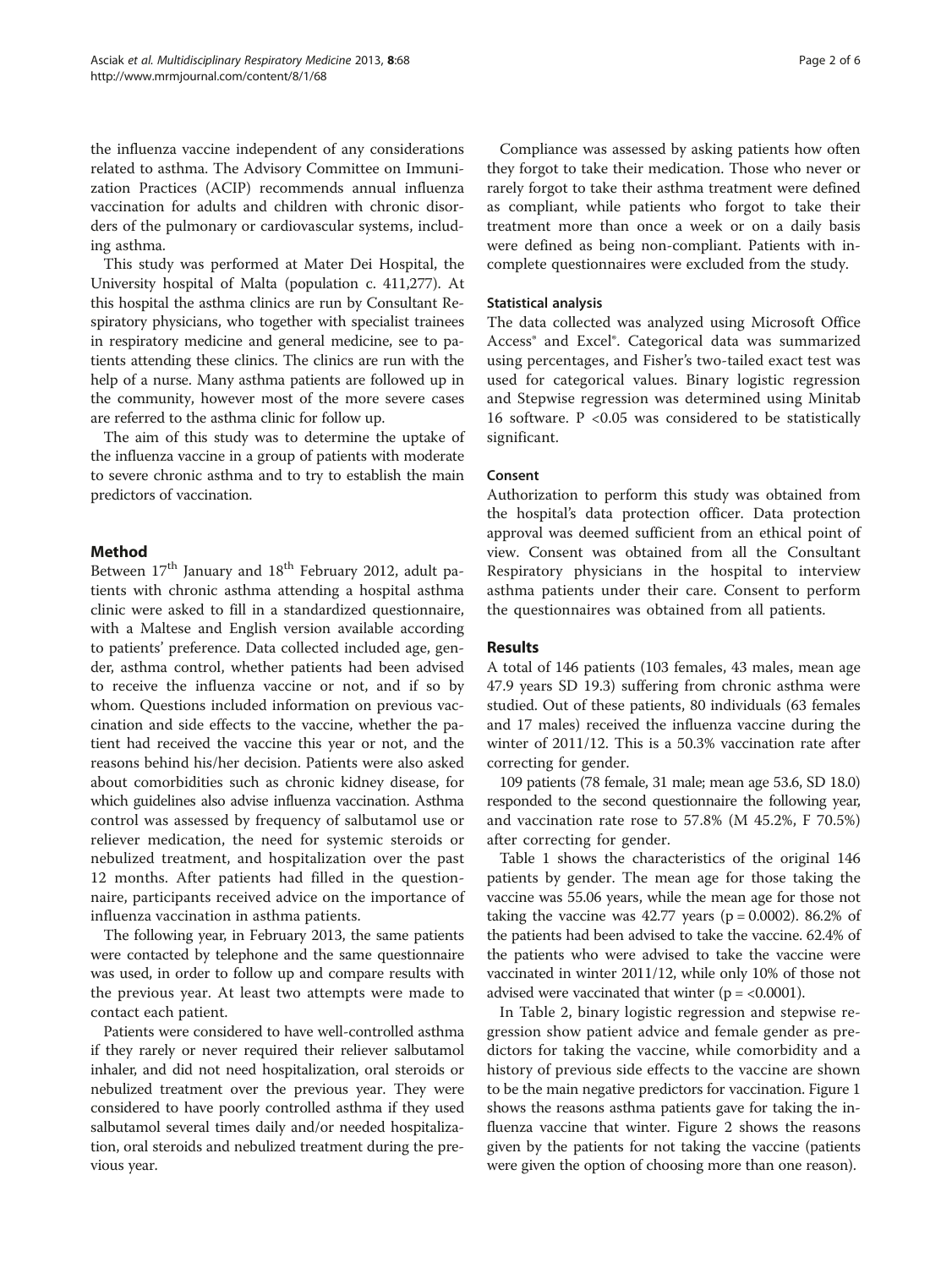the influenza vaccine independent of any considerations related to asthma. The Advisory Committee on Immunization Practices (ACIP) recommends annual influenza vaccination for adults and children with chronic disorders of the pulmonary or cardiovascular systems, including asthma.

This study was performed at Mater Dei Hospital, the University hospital of Malta (population c. 411,277). At this hospital the asthma clinics are run by Consultant Respiratory physicians, who together with specialist trainees in respiratory medicine and general medicine, see to patients attending these clinics. The clinics are run with the help of a nurse. Many asthma patients are followed up in the community, however most of the more severe cases are referred to the asthma clinic for follow up.

The aim of this study was to determine the uptake of the influenza vaccine in a group of patients with moderate to severe chronic asthma and to try to establish the main predictors of vaccination.

## Method

Between 17th January and 18th February 2012, adult patients with chronic asthma attending a hospital asthma clinic were asked to fill in a standardized questionnaire, with a Maltese and English version available according to patients' preference. Data collected included age, gender, asthma control, whether patients had been advised to receive the influenza vaccine or not, and if so by whom. Questions included information on previous vaccination and side effects to the vaccine, whether the patient had received the vaccine this year or not, and the reasons behind his/her decision. Patients were also asked about comorbidities such as chronic kidney disease, for which guidelines also advise influenza vaccination. Asthma control was assessed by frequency of salbutamol use or reliever medication, the need for systemic steroids or nebulized treatment, and hospitalization over the past 12 months. After patients had filled in the questionnaire, participants received advice on the importance of influenza vaccination in asthma patients.

The following year, in February 2013, the same patients were contacted by telephone and the same questionnaire was used, in order to follow up and compare results with the previous year. At least two attempts were made to contact each patient.

Patients were considered to have well-controlled asthma if they rarely or never required their reliever salbutamol inhaler, and did not need hospitalization, oral steroids or nebulized treatment over the previous year. They were considered to have poorly controlled asthma if they used salbutamol several times daily and/or needed hospitalization, oral steroids and nebulized treatment during the previous year.

Compliance was assessed by asking patients how often they forgot to take their medication. Those who never or rarely forgot to take their asthma treatment were defined as compliant, while patients who forgot to take their treatment more than once a week or on a daily basis were defined as being non-compliant. Patients with incomplete questionnaires were excluded from the study.

### Statistical analysis

The data collected was analyzed using Microsoft Office Access® and Excel®. Categorical data was summarized using percentages, and Fisher's two-tailed exact test was used for categorical values. Binary logistic regression and Stepwise regression was determined using Minitab 16 software. $P < 0.05$ was considered to be statistically significant.

### Consent

Authorization to perform this study was obtained from the hospital's data protection officer. Data protection approval was deemed sufficient from an ethical point of view. Consent was obtained from all the Consultant Respiratory physicians in the hospital to interview asthma patients under their care. Consent to perform the questionnaires was obtained from all patients.

## Results

A total of 146 patients (103 females, 43 males, mean age 47.9 years SD 19.3) suffering from chronic asthma were studied. Out of these patients, 80 individuals (63 females and 17 males) received the influenza vaccine during the winter of 2011/12. This is a 50.3% vaccination rate after correcting for gender.

109 patients (78 female, 31 male; mean age 53.6, SD 18.0) responded to the second questionnaire the following year, and vaccination rate rose to 57.8% (M 45.2%, F 70.5%) after correcting for gender.

Table 1 shows the characteristics of the original 146 patients by gender. The mean age for those taking the vaccine was 55.06 years, while the mean age for those not taking the vaccine was 42.77 years ($p = 0.0002$). 86.2% of the patients had been advised to take the vaccine. 62.4% of the patients who were advised to take the vaccine were vaccinated in winter 2011/12, while only 10% of those not advised were vaccinated that winter ($p = < 0.0001$).

In Table 2, binary logistic regression and stepwise regression show patient advice and female gender as predictors for taking the vaccine, while comorbidity and a history of previous side effects to the vaccine are shown to be the main negative predictors for vaccination. Figure 1 shows the reasons asthma patients gave for taking the influenza vaccine that winter. Figure 2 shows the reasons given by the patients for not taking the vaccine (patients were given the option of choosing more than one reason).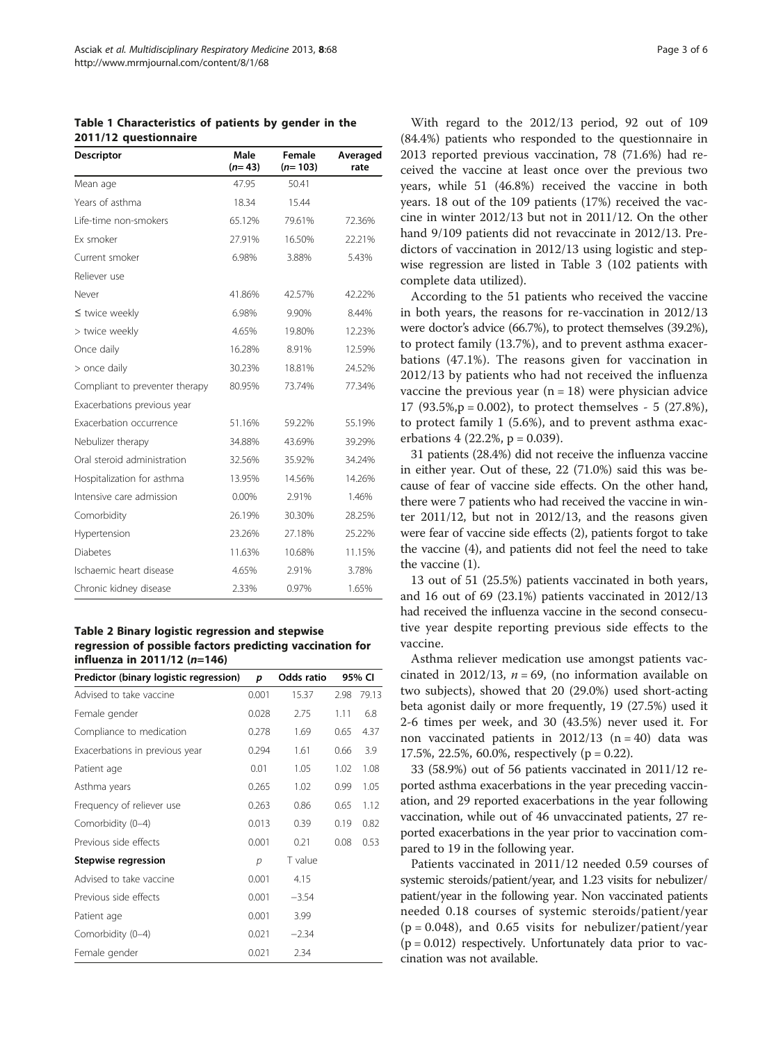**Table 1 Characteristics of patients by gender in the 2011/12 questionnaire**

| Descriptor | Male (n= 43) | Female (n= 103) | Averaged rate |
|---|---|---|---|
| Mean age | 47.95 | 50.41 | |
| Years of asthma | 18.34 | 15.44 | |
| Life-time non-smokers | 65.12% | 79.61% | 72.36% |
| Ex smoker | 27.91% | 16.50% | 22.21% |
| Current smoker | 6.98% | 3.88% | 5.43% |
| Reliever use | | | |
| Never | 41.86% | 42.57% | 42.22% |
| ≤ twice weekly | 6.98% | 9.90% | 8.44% |
| > twice weekly | 4.65% | 19.80% | 12.23% |
| Once daily | 16.28% | 8.91% | 12.59% |
| > once daily | 30.23% | 18.81% | 24.52% |
| Compliant to preventer therapy | 80.95% | 73.74% | 77.34% |
| Exacerbations previous year | | | |
| Exacerbation occurrence | 51.16% | 59.22% | 55.19% |
| Nebulizer therapy | 34.88% | 43.69% | 39.29% |
| Oral steroid administration | 32.56% | 35.92% | 34.24% |
| Hospitalization for asthma | 13.95% | 14.56% | 14.26% |
| Intensive care admission | 0.00% | 2.91% | 1.46% |
| Comorbidity | 26.19% | 30.30% | 28.25% |
| Hypertension | 23.26% | 27.18% | 25.22% |
| Diabetes | 11.63% | 10.68% | 11.15% |
| Ischaemic heart disease | 4.65% | 2.91% | 3.78% |
| Chronic kidney disease | 2.33% | 0.97% | 1.65% |

**Table 2 Binary logistic regression and stepwise regression of possible factors predicting vaccination for influenza in 2011/12 (n=146)**

| Predictor (binary logistic regression) | p | Odds ratio | 95% CI | |
|---|---|---|---|---|
| Advised to take vaccine | 0.001 | 15.37 | 2.98 | 79.13 |
| Female gender | 0.028 | 2.75 | 1.11 | 6.8 |
| Compliance to medication | 0.278 | 1.69 | 0.65 | 4.37 |
| Exacerbations in previous year | 0.294 | 1.61 | 0.66 | 3.9 |
| Patient age | 0.01 | 1.05 | 1.02 | 1.08 |
| Asthma years | 0.265 | 1.02 | 0.99 | 1.05 |
| Frequency of reliever use | 0.263 | 0.86 | 0.65 | 1.12 |
| Comorbidity (0–4) | 0.013 | 0.39 | 0.19 | 0.82 |
| Previous side effects | 0.001 | 0.21 | 0.08 | 0.53 |
| **Stepwise regression** | p | T value | | |
| Advised to take vaccine | 0.001 | 4.15 | | |
| Previous side effects | 0.001 | −3.54 | | |
| Patient age | 0.001 | 3.99 | | |
| Comorbidity (0–4) | 0.021 | −2.34 | | |
| Female gender | 0.021 | 2.34 | | |

With regard to the 2012/13 period, 92 out of 109 (84.4%) patients who responded to the questionnaire in 2013 reported previous vaccination, 78 (71.6%) had received the vaccine at least once over the previous two years, while 51 (46.8%) received the vaccine in both years. 18 out of the 109 patients (17%) received the vaccine in winter 2012/13 but not in 2011/12. On the other hand 9/109 patients did not revaccinate in 2012/13. Predictors of vaccination in 2012/13 using logistic and stepwise regression are listed in Table 3 (102 patients with complete data utilized).

According to the 51 patients who received the vaccine in both years, the reasons for re-vaccination in 2012/13 were doctor's advice (66.7%), to protect themselves (39.2%), to protect family (13.7%), and to prevent asthma exacerbations (47.1%). The reasons given for vaccination in 2012/13 by patients who had not received the influenza vaccine the previous year (n = 18) were physician advice 17 (93.5%, p = 0.002), to protect themselves - 5 (27.8%), to protect family 1 (5.6%), and to prevent asthma exacerbations 4 (22.2%, p = 0.039).

31 patients (28.4%) did not receive the influenza vaccine in either year. Out of these, 22 (71.0%) said this was because of fear of vaccine side effects. On the other hand, there were 7 patients who had received the vaccine in winter 2011/12, but not in 2012/13, and the reasons given were fear of vaccine side effects (2), patients forgot to take the vaccine (4), and patients did not feel the need to take the vaccine (1).

13 out of 51 (25.5%) patients vaccinated in both years, and 16 out of 69 (23.1%) patients vaccinated in 2012/13 had received the influenza vaccine in the second consecutive year despite reporting previous side effects to the vaccine.

Asthma reliever medication use amongst patients vaccinated in 2012/13, $n = 69$, (no information available on two subjects), showed that 20 (29.0%) used short-acting beta agonist daily or more frequently, 19 (27.5%) used it 2-6 times per week, and 30 (43.5%) never used it. For non vaccinated patients in 2012/13 (n = 40) data was 17.5%, 22.5%, 60.0%, respectively (p = 0.22).

33 (58.9%) out of 56 patients vaccinated in 2011/12 reported asthma exacerbations in the year preceding vaccination, and 29 reported exacerbations in the year following vaccination, while out of 46 unvaccinated patients, 27 reported exacerbations in the year prior to vaccination compared to 19 in the following year.

Patients vaccinated in 2011/12 needed 0.59 courses of systemic steroids/patient/year, and 1.23 visits for nebulizer/patient/year in the following year. Non vaccinated patients needed 0.18 courses of systemic steroids/patient/year (p = 0.048), and 0.65 visits for nebulizer/patient/year (p = 0.012) respectively. Unfortunately data prior to vaccination was not available.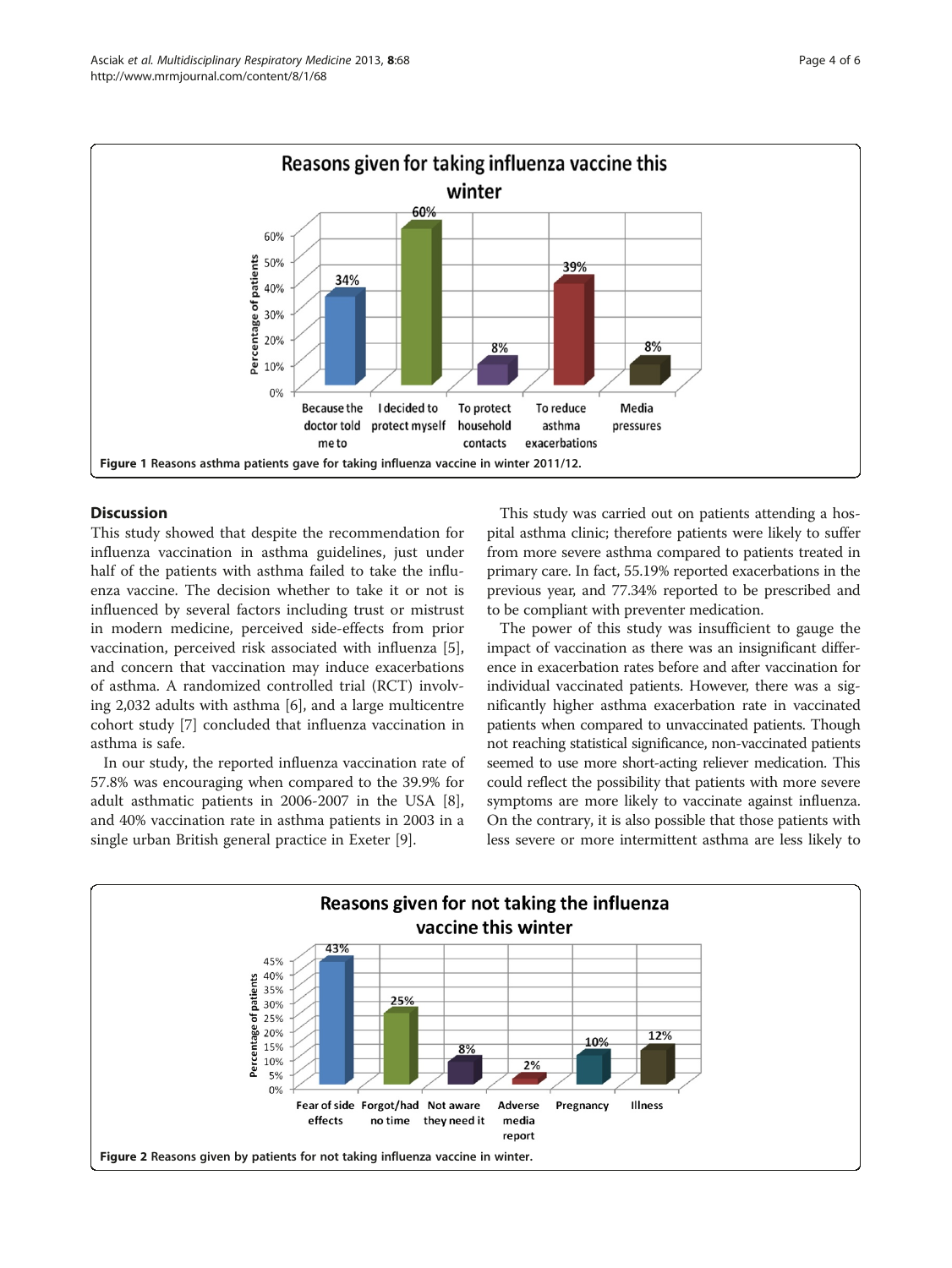Figure 1 Reasons asthma patients gave for taking influenza vaccine in winter 2011/12.

## Discussion

This study showed that despite the recommendation for influenza vaccination in asthma guidelines, just under half of the patients with asthma failed to take the influenza vaccine. The decision whether to take it or not is influenced by several factors including trust or mistrust in modern medicine, perceived side-effects from prior vaccination, perceived risk associated with influenza [5], and concern that vaccination may induce exacerbations of asthma. A randomized controlled trial (RCT) involving 2,032 adults with asthma [6], and a large multicentre cohort study [7] concluded that influenza vaccination in asthma is safe.

In our study, the reported influenza vaccination rate of 57.8% was encouraging when compared to the 39.9% for adult asthmatic patients in 2006-2007 in the USA [8], and 40% vaccination rate in asthma patients in 2003 in a single urban British general practice in Exeter [9].

This study was carried out on patients attending a hospital asthma clinic; therefore patients were likely to suffer from more severe asthma compared to patients treated in primary care. In fact, 55.19% reported exacerbations in the previous year, and 77.34% reported to be prescribed and to be compliant with preventer medication.

The power of this study was insufficient to gauge the impact of vaccination as there was an insignificant difference in exacerbation rates before and after vaccination for individual vaccinated patients. However, there was a significantly higher asthma exacerbation rate in vaccinated patients when compared to unvaccinated patients. Though not reaching statistical significance, non-vaccinated patients seemed to use more short-acting reliever medication. This could reflect the possibility that patients with more severe symptoms are more likely to vaccinate against influenza. On the contrary, it is also possible that those patients with less severe or more intermittent asthma are less likely to

Figure 2 Reasons given by patients for not taking influenza vaccine in winter.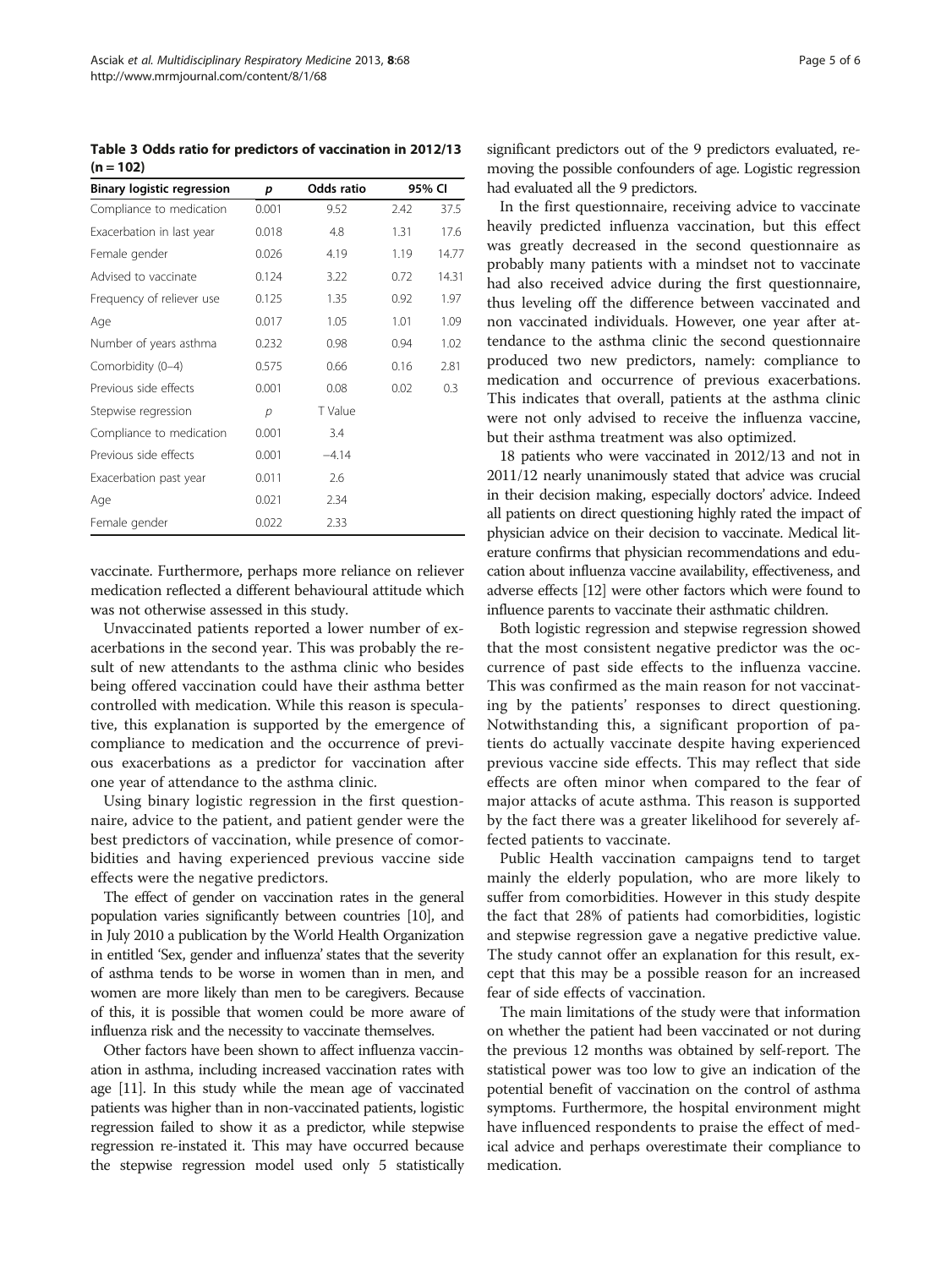**Table 3 Odds ratio for predictors of vaccination in 2012/13 (n = 102)**

| Binary logistic regression | p | Odds ratio | 95% CI | |
|---|---|---|---|---|
| Compliance to medication | 0.001 | 9.52 | 2.42 | 37.5 |
| Exacerbation in last year | 0.018 | 4.8 | 1.31 | 17.6 |
| Female gender | 0.026 | 4.19 | 1.19 | 14.77 |
| Advised to vaccinate | 0.124 | 3.22 | 0.72 | 14.31 |
| Frequency of reliever use | 0.125 | 1.35 | 0.92 | 1.97 |
| Age | 0.017 | 1.05 | 1.01 | 1.09 |
| Number of years asthma | 0.232 | 0.98 | 0.94 | 1.02 |
| Comorbidity (0–4) | 0.575 | 0.66 | 0.16 | 2.81 |
| Previous side effects | 0.001 | 0.08 | 0.02 | 0.3 |
| Stepwise regression | p | T Value | | |
| Compliance to medication | 0.001 | 3.4 | | |
| Previous side effects | 0.001 | −4.14 | | |
| Exacerbation past year | 0.011 | 2.6 | | |
| Age | 0.021 | 2.34 | | |
| Female gender | 0.022 | 2.33 | | |

vaccinate. Furthermore, perhaps more reliance on reliever medication reflected a different behavioural attitude which was not otherwise assessed in this study.

Unvaccinated patients reported a lower number of exacerbations in the second year. This was probably the result of new attendants to the asthma clinic who besides being offered vaccination could have their asthma better controlled with medication. While this reason is speculative, this explanation is supported by the emergence of compliance to medication and the occurrence of previous exacerbations as a predictor for vaccination after one year of attendance to the asthma clinic.

Using binary logistic regression in the first questionnaire, advice to the patient, and patient gender were the best predictors of vaccination, while presence of comorbidities and having experienced previous vaccine side effects were the negative predictors.

The effect of gender on vaccination rates in the general population varies significantly between countries [10], and in July 2010 a publication by the World Health Organization in entitled 'Sex, gender and influenza' states that the severity of asthma tends to be worse in women than in men, and women are more likely than men to be caregivers. Because of this, it is possible that women could be more aware of influenza risk and the necessity to vaccinate themselves.

Other factors have been shown to affect influenza vaccination in asthma, including increased vaccination rates with age [11]. In this study while the mean age of vaccinated patients was higher than in non-vaccinated patients, logistic regression failed to show it as a predictor, while stepwise regression re-instated it. This may have occurred because the stepwise regression model used only 5 statistically significant predictors out of the 9 predictors evaluated, removing the possible confounders of age. Logistic regression had evaluated all the 9 predictors.

In the first questionnaire, receiving advice to vaccinate heavily predicted influenza vaccination, but this effect was greatly decreased in the second questionnaire as probably many patients with a mindset not to vaccinate had also received advice during the first questionnaire, thus leveling off the difference between vaccinated and non vaccinated individuals. However, one year after attendance to the asthma clinic the second questionnaire produced two new predictors, namely: compliance to medication and occurrence of previous exacerbations. This indicates that overall, patients at the asthma clinic were not only advised to receive the influenza vaccine, but their asthma treatment was also optimized.

18 patients who were vaccinated in 2012/13 and not in 2011/12 nearly unanimously stated that advice was crucial in their decision making, especially doctors' advice. Indeed all patients on direct questioning highly rated the impact of physician advice on their decision to vaccinate. Medical literature confirms that physician recommendations and education about influenza vaccine availability, effectiveness, and adverse effects [12] were other factors which were found to influence parents to vaccinate their asthmatic children.

Both logistic regression and stepwise regression showed that the most consistent negative predictor was the occurrence of past side effects to the influenza vaccine. This was confirmed as the main reason for not vaccinating by the patients' responses to direct questioning. Notwithstanding this, a significant proportion of patients do actually vaccinate despite having experienced previous vaccine side effects. This may reflect that side effects are often minor when compared to the fear of major attacks of acute asthma. This reason is supported by the fact there was a greater likelihood for severely affected patients to vaccinate.

Public Health vaccination campaigns tend to target mainly the elderly population, who are more likely to suffer from comorbidities. However in this study despite the fact that 28% of patients had comorbidities, logistic and stepwise regression gave a negative predictive value. The study cannot offer an explanation for this result, except that this may be a possible reason for an increased fear of side effects of vaccination.

The main limitations of the study were that information on whether the patient had been vaccinated or not during the previous 12 months was obtained by self-report. The statistical power was too low to give an indication of the potential benefit of vaccination on the control of asthma symptoms. Furthermore, the hospital environment might have influenced respondents to praise the effect of medical advice and perhaps overestimate their compliance to medication.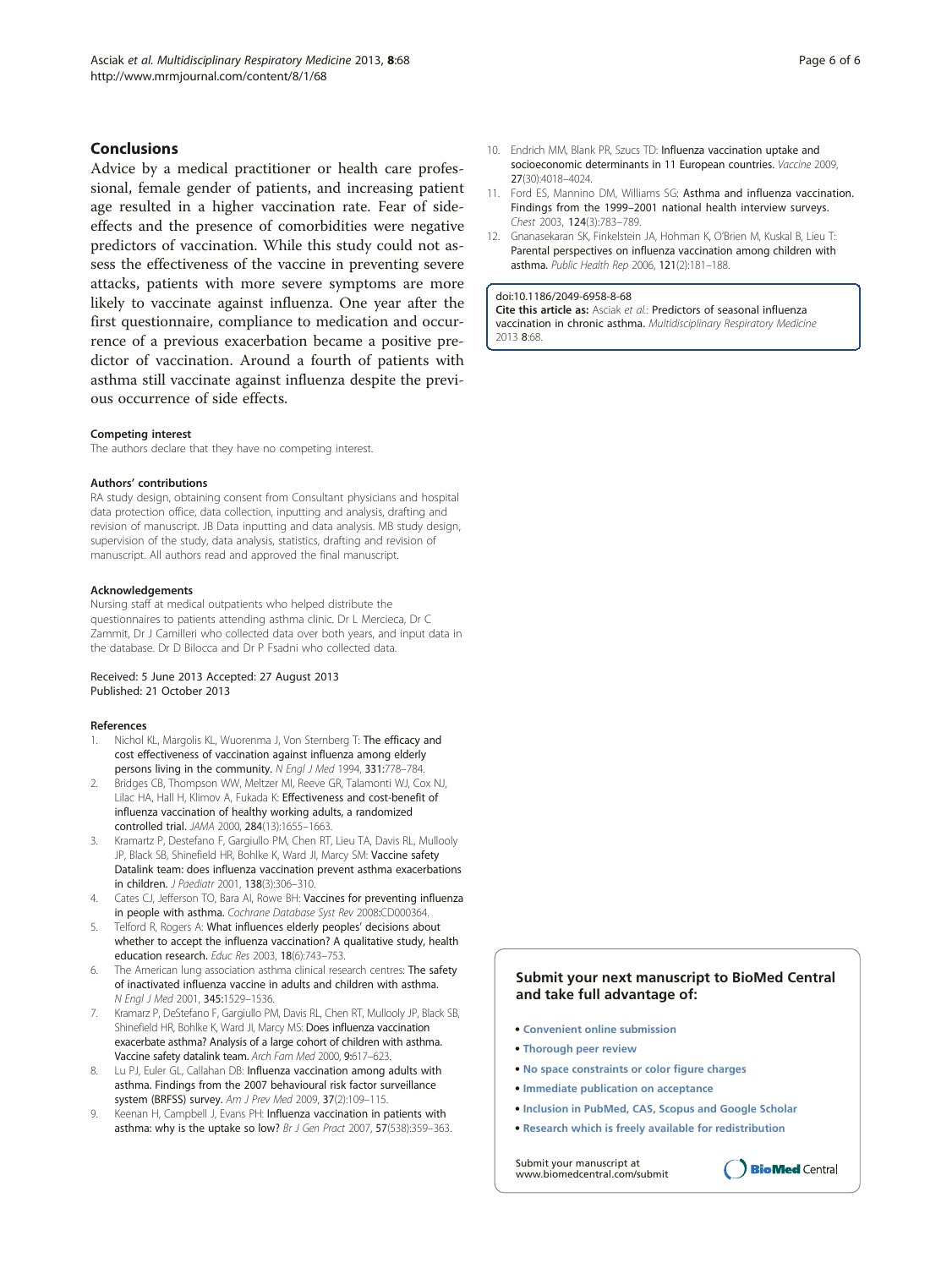## Conclusions

Advice by a medical practitioner or health care professional, female gender of patients, and increasing patient age resulted in a higher vaccination rate. Fear of side-effects and the presence of comorbidities were negative predictors of vaccination. While this study could not assess the effectiveness of the vaccine in preventing severe attacks, patients with more severe symptoms are more likely to vaccinate against influenza. One year after the first questionnaire, compliance to medication and occurrence of a previous exacerbation became a positive predictor of vaccination. Around a fourth of patients with asthma still vaccinate against influenza despite the previous occurrence of side effects.

### Competing interest

The authors declare that they have no competing interest.

### Authors' contributions

RA study design, obtaining consent from Consultant physicians and hospital data protection office, data collection, inputting and analysis, drafting and revision of manuscript. JB Data inputting and data analysis. MB study design, supervision of the study, data analysis, statistics, drafting and revision of manuscript. All authors read and approved the final manuscript.

### Acknowledgements

Nursing staff at medical outpatients who helped distribute the questionnaires to patients attending asthma clinic. Dr L Mercieca, Dr C Zammit, Dr J Camilleri who collected data over both years, and input data in the database. Dr D Bilocca and Dr P Fsadni who collected data.

Received: 5 June 2013 Accepted: 27 August 2013
Published: 21 October 2013

### References

1. Nichol KL, Margolis KL, Wuorenma J, Von Sternberg T: **The efficacy and cost effectiveness of vaccination against influenza among elderly persons living in the community.** *N Engl J Med* 1994, **331**:778–784.
2. Bridges CB, Thompson WW, Meltzer MI, Reeve GR, Talamonti WJ, Cox NJ, Lilac HA, Hall H, Klimov A, Fukada K: **Effectiveness and cost-benefit of influenza vaccination of healthy working adults, a randomized controlled trial.** *JAMA* 2000, **284**(13):1655–1663.
3. Kramartz P, Destefano F, Gargiullo PM, Chen RT, Lieu TA, Davis RL, Mullooly JP, Black SB, Shinefield HR, Bohlke K, Ward JI, Marcy SM: **Vaccine safety Datalink team: does influenza vaccination prevent asthma exacerbations in children.** *J Paediatr* 2001, **138**(3):306–310.
4. Cates CJ, Jefferson TO, Bara AI, Rowe BH: **Vaccines for preventing influenza in people with asthma.** *Cochrane Database Syst Rev* 2008:CD000364.
5. Telford R, Rogers A: **What influences elderly peoples' decisions about whether to accept the influenza vaccination? A qualitative study, health education research.** *Educ Res* 2003, **18**(6):743–753.
6. The American lung association asthma clinical research centres: **The safety of inactivated influenza vaccine in adults and children with asthma.** *N Engl J Med* 2001, **345**:1529–1536.
7. Kramarz P, DeStefano F, Gargiullo PM, Davis RL, Chen RT, Mullooly JP, Black SB, Shinefield HR, Bohlke K, Ward JI, Marcy MS: **Does influenza vaccination exacerbate asthma? Analysis of a large cohort of children with asthma. Vaccine safety datalink team.** *Arch Fam Med* 2000, **9**:617–623.
8. Lu PJ, Euler GL, Callahan DB: **Influenza vaccination among adults with asthma. Findings from the 2007 behavioural risk factor surveillance system (BRFSS) survey.** *Am J Prev Med* 2009, **37**(2):109–115.
9. Keenan H, Campbell J, Evans PH: **Influenza vaccination in patients with asthma: why is the uptake so low?** *Br J Gen Pract* 2007, **57**(538):359–363.
10. Endrich MM, Blank PR, Szucs TD: **Influenza vaccination uptake and socioeconomic determinants in 11 European countries.** *Vaccine* 2009, **27**(30):4018–4024.
11. Ford ES, Mannino DM, Williams SG: **Asthma and influenza vaccination. Findings from the 1999–2001 national health interview surveys.** *Chest* 2003, **124**(3):783–789.
12. Gnanasekaran SK, Finkelstein JA, Hohman K, O'Brien M, Kuskal B, Lieu T: **Parental perspectives on influenza vaccination among children with asthma.** *Public Health Rep* 2006, **121**(2):181–188.

doi:10.1186/2049-6958-8-68
**Cite this article as:** Asciak *et al.*: Predictors of seasonal influenza vaccination in chronic asthma. *Multidisciplinary Respiratory Medicine* 2013 **8**:68.

**Submit your next manuscript to BioMed Central and take full advantage of:**

- **Convenient online submission**
- **Thorough peer review**
- **No space constraints or color figure charges**
- **Immediate publication on acceptance**
- **Inclusion in PubMed, CAS, Scopus and Google Scholar**
- **Research which is freely available for redistribution**

Submit your manuscript at
www.biomedcentral.com/submit

BioMed Central